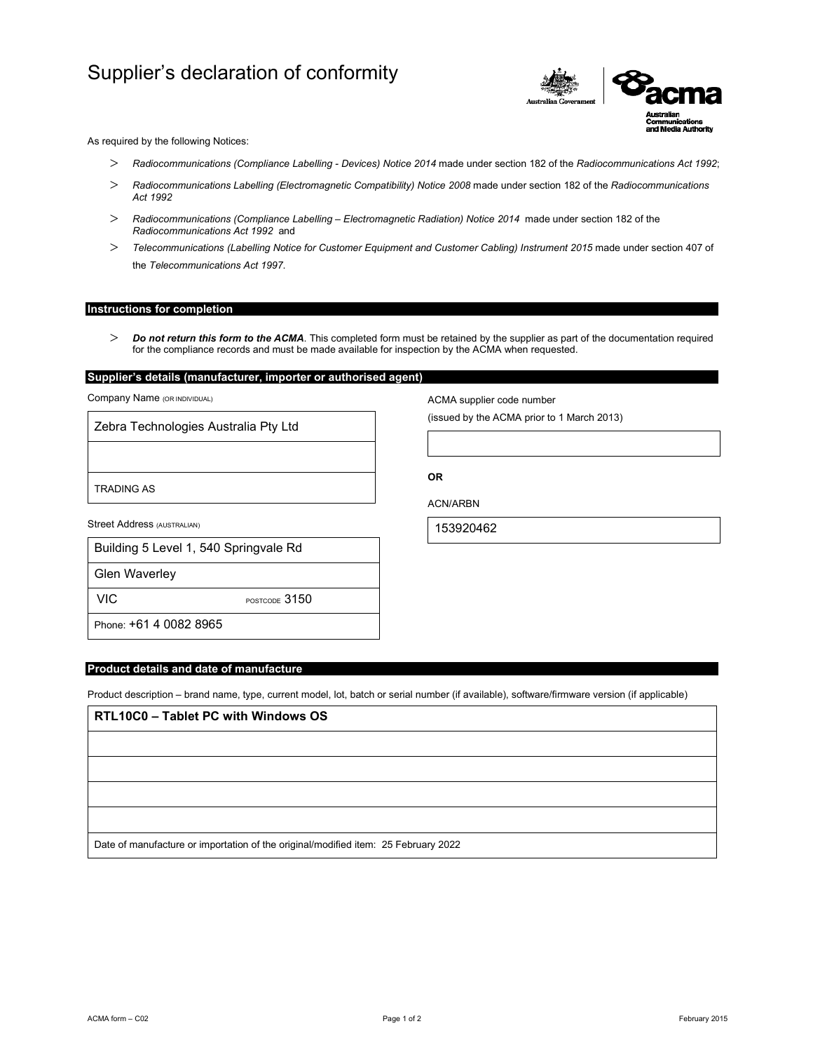# Supplier's declaration of conformity

As required by the following Notices:

- *Radiocommunications (Compliance Labelling - Devices) Notice 2014* made under section 182 of the *Radiocommunications Act 1992*;
- *Radiocommunications Labelling (Electromagnetic Compatibility) Notice 2008* made under section 182 of the *Radiocommunications Act 1992*
- *Radiocommunications (Compliance Labelling – Electromagnetic Radiation) Notice 2014* made under section 182 of the *Radiocommunications Act 1992* and
- *Telecommunications (Labelling Notice for Customer Equipment and Customer Cabling) Instrument 2015* made under section 407 of the *Telecommunications Act 1997*.

## Instructions for completion

- ***Do not return this form to the ACMA***. This completed form must be retained by the supplier as part of the documentation required for the compliance records and must be made available for inspection by the ACMA when requested.

## Supplier's details (manufacturer, importer or authorised agent)

Company Name (OR INDIVIDUAL)

Zebra Technologies Australia Pty Ltd

TRADING AS

Street Address (AUSTRALIAN)

Building 5 Level 1, 540 Springvale Rd

Glen Waverley

VIC POSTCODE 3150

Phone: +61 4 0082 8965

ACMA supplier code number

(issued by the ACMA prior to 1 March 2013)

**OR**

ACN/ARBN

153920462

## Product details and date of manufacture

Product description – brand name, type, current model, lot, batch or serial number (if available), software/firmware version (if applicable)

**RTL10C0 – Tablet PC with Windows OS**

Date of manufacture or importation of the original/modified item: 25 February 2022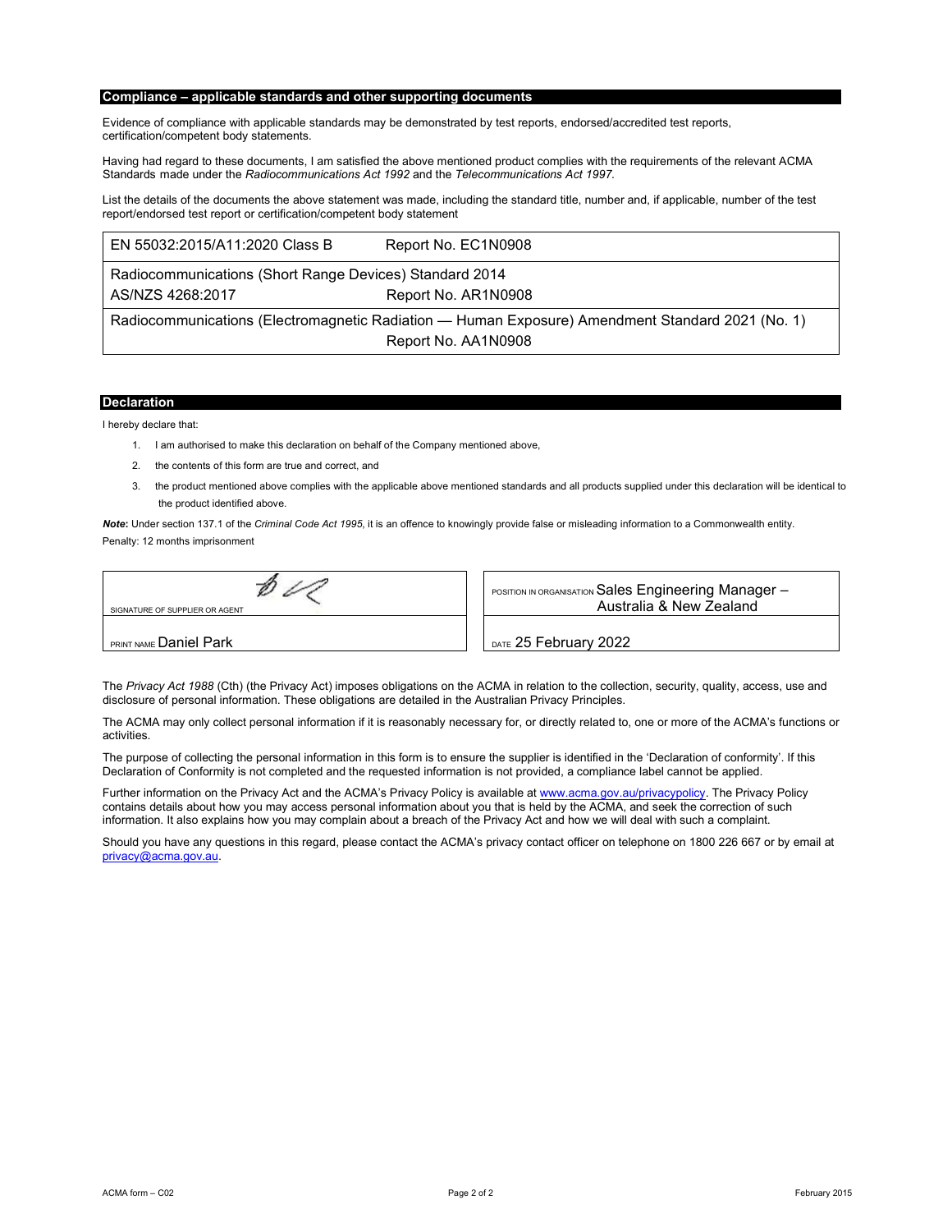## Compliance – applicable standards and other supporting documents

Evidence of compliance with applicable standards may be demonstrated by test reports, endorsed/accredited test reports, certification/competent body statements.

Having had regard to these documents, I am satisfied the above mentioned product complies with the requirements of the relevant ACMA Standards made under the *Radiocommunications Act 1992* and the *Telecommunications Act 1997.*

List the details of the documents the above statement was made, including the standard title, number and, if applicable, number of the test report/endorsed test report or certification/competent body statement

| | |
|---|---|
| EN 55032:2015/A11:2020 Class B | Report No. EC1N0908 |
| Radiocommunications (Short Range Devices) Standard 2014<br>AS/NZS 4268:2017 | <br>Report No. AR1N0908 |
| Radiocommunications (Electromagnetic Radiation — Human Exposure) Amendment Standard 2021 (No. 1) | Report No. AA1N0908 |

## Declaration

I hereby declare that:

1. I am authorised to make this declaration on behalf of the Company mentioned above,
2. the contents of this form are true and correct, and
3. the product mentioned above complies with the applicable above mentioned standards and all products supplied under this declaration will be identical to the product identified above.

***Note***: Under section 137.1 of the *Criminal Code Act 1995*, it is an offence to knowingly provide false or misleading information to a Commonwealth entity.
Penalty: 12 months imprisonment

| | |
|---|---|
| SIGNATURE OF SUPPLIER OR AGENT | POSITION IN ORGANISATION Sales Engineering Manager – Australia & New Zealand |
| PRINT NAME Daniel Park | DATE 25 February 2022 |

The *Privacy Act 1988* (Cth) (the Privacy Act) imposes obligations on the ACMA in relation to the collection, security, quality, access, use and disclosure of personal information. These obligations are detailed in the Australian Privacy Principles.

The ACMA may only collect personal information if it is reasonably necessary for, or directly related to, one or more of the ACMA's functions or activities.

The purpose of collecting the personal information in this form is to ensure the supplier is identified in the 'Declaration of conformity'. If this Declaration of Conformity is not completed and the requested information is not provided, a compliance label cannot be applied.

Further information on the Privacy Act and the ACMA's Privacy Policy is available at www.acma.gov.au/privacypolicy. The Privacy Policy contains details about how you may access personal information about you that is held by the ACMA, and seek the correction of such information. It also explains how you may complain about a breach of the Privacy Act and how we will deal with such a complaint.

Should you have any questions in this regard, please contact the ACMA's privacy contact officer on telephone on 1800 226 667 or by email at privacy@acma.gov.au.

ACMA form – C02

February 2015